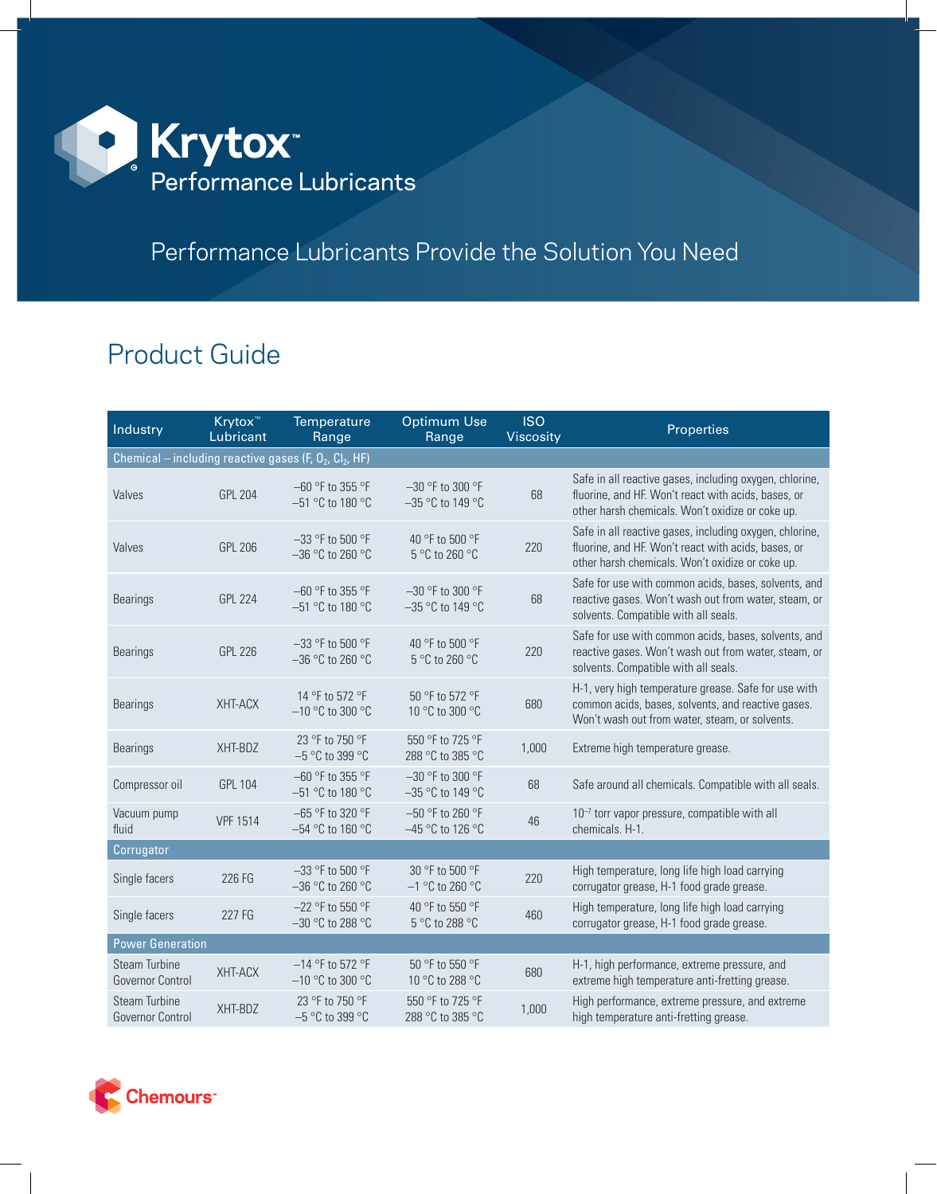# Krytox™ Performance Lubricants

Performance Lubricants Provide the Solution You Need

## Product Guide

| Industry | Krytox™ Lubricant | Temperature Range | Optimum Use Range | ISO Viscosity | Properties |
|---|---|---|---|---|---|
| **Chemical – including reactive gases (F, $O_2$, $Cl_2$, HF)** | | | | | |
| Valves | GPL 204 | –60 °F to 355 °F<br>–51 °C to 180 °C | –30 °F to 300 °F<br>–35 °C to 149 °C | 68 | Safe in all reactive gases, including oxygen, chlorine, fluorine, and HF. Won't react with acids, bases, or other harsh chemicals. Won't oxidize or coke up. |
| Valves | GPL 206 | –33 °F to 500 °F<br>–36 °C to 260 °C | 40 °F to 500 °F<br>5 °C to 260 °C | 220 | Safe in all reactive gases, including oxygen, chlorine, fluorine, and HF. Won't react with acids, bases, or other harsh chemicals. Won't oxidize or coke up. |
| Bearings | GPL 224 | –60 °F to 355 °F<br>–51 °C to 180 °C | –30 °F to 300 °F<br>–35 °C to 149 °C | 68 | Safe for use with common acids, bases, solvents, and reactive gases. Won't wash out from water, steam, or solvents. Compatible with all seals. |
| Bearings | GPL 226 | –33 °F to 500 °F<br>–36 °C to 260 °C | 40 °F to 500 °F<br>5 °C to 260 °C | 220 | Safe for use with common acids, bases, solvents, and reactive gases. Won't wash out from water, steam, or solvents. Compatible with all seals. |
| Bearings | XHT-ACX | 14 °F to 572 °F<br>–10 °C to 300 °C | 50 °F to 572 °F<br>10 °C to 300 °C | 680 | H-1, very high temperature grease. Safe for use with common acids, bases, solvents, and reactive gases. Won't wash out from water, steam, or solvents. |
| Bearings | XHT-BDZ | 23 °F to 750 °F<br>–5 °C to 399 °C | 550 °F to 725 °F<br>288 °C to 385 °C | 1,000 | Extreme high temperature grease. |
| Compressor oil | GPL 104 | –60 °F to 355 °F<br>–51 °C to 180 °C | –30 °F to 300 °F<br>–35 °C to 149 °C | 68 | Safe around all chemicals. Compatible with all seals. |
| Vacuum pump fluid | VPF 1514 | –65 °F to 320 °F<br>–54 °C to 160 °C | –50 °F to 260 °F<br>–45 °C to 126 °C | 46 | $10^{-7}$ torr vapor pressure, compatible with all chemicals. H-1. |
| **Corrugator** | | | | | |
| Single facers | 226 FG | –33 °F to 500 °F<br>–36 °C to 260 °C | 30 °F to 500 °F<br>–1 °C to 260 °C | 220 | High temperature, long life high load carrying corrugator grease, H-1 food grade grease. |
| Single facers | 227 FG | –22 °F to 550 °F<br>–30 °C to 288 °C | 40 °F to 550 °F<br>5 °C to 288 °C | 460 | High temperature, long life high load carrying corrugator grease, H-1 food grade grease. |
| **Power Generation** | | | | | |
| Steam Turbine Governor Control | XHT-ACX | –14 °F to 572 °F<br>–10 °C to 300 °C | 50 °F to 550 °F<br>10 °C to 288 °C | 680 | H-1, high performance, extreme pressure, and extreme high temperature anti-fretting grease. |
| Steam Turbine Governor Control | XHT-BDZ | 23 °F to 750 °F<br>–5 °C to 399 °C | 550 °F to 725 °F<br>288 °C to 385 °C | 1,000 | High performance, extreme pressure, and extreme high temperature anti-fretting grease. |

Chemours™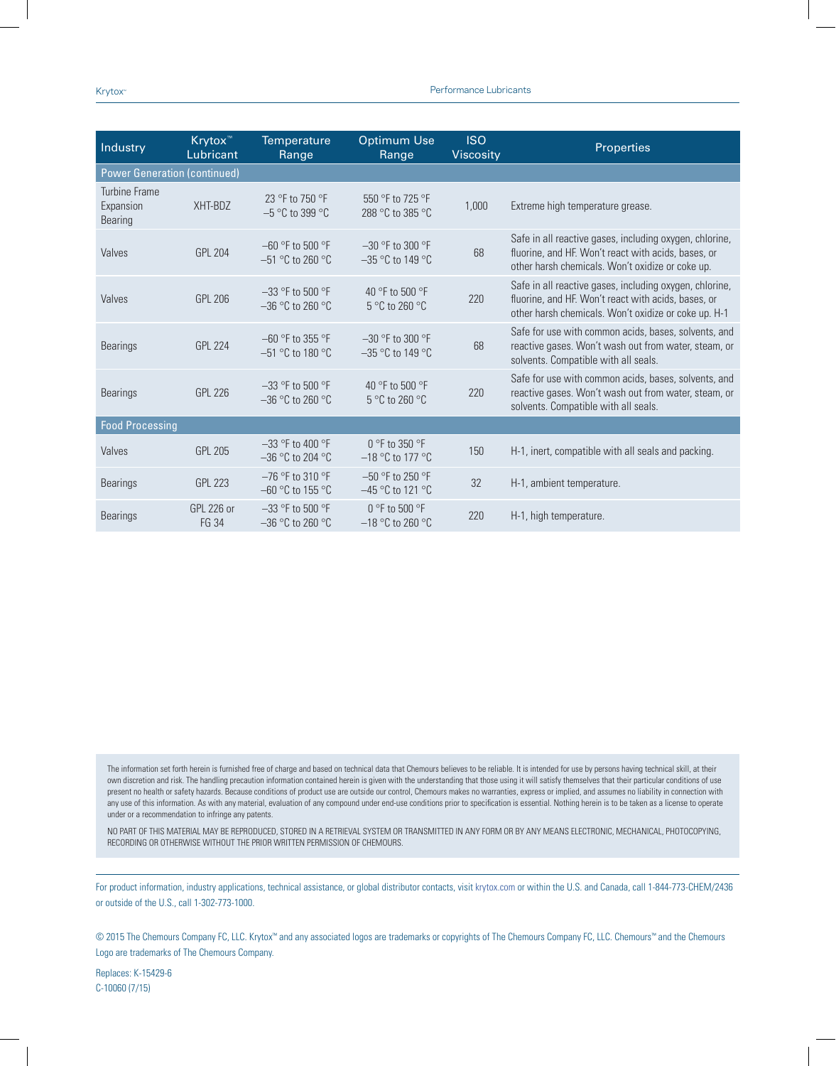| Industry | Krytox™ Lubricant | Temperature Range | Optimum Use Range | ISO Viscosity | Properties |
|---|---|---|---|---|---|
| **Power Generation (continued)** | | | | | |
| Turbine Frame Expansion Bearing | XHT-BDZ | 23 °F to 750 °F<br>–5 °C to 399 °C | 550 °F to 725 °F<br>288 °C to 385 °C | 1,000 | Extreme high temperature grease. |
| Valves | GPL 204 | –60 °F to 500 °F<br>–51 °C to 260 °C | –30 °F to 300 °F<br>–35 °C to 149 °C | 68 | Safe in all reactive gases, including oxygen, chlorine, fluorine, and HF. Won't react with acids, bases, or other harsh chemicals. Won't oxidize or coke up. |
| Valves | GPL 206 | –33 °F to 500 °F<br>–36 °C to 260 °C | 40 °F to 500 °F<br>5 °C to 260 °C | 220 | Safe in all reactive gases, including oxygen, chlorine, fluorine, and HF. Won't react with acids, bases, or other harsh chemicals. Won't oxidize or coke up. H-1 |
| Bearings | GPL 224 | –60 °F to 355 °F<br>–51 °C to 180 °C | –30 °F to 300 °F<br>–35 °C to 149 °C | 68 | Safe for use with common acids, bases, solvents, and reactive gases. Won't wash out from water, steam, or solvents. Compatible with all seals. |
| Bearings | GPL 226 | –33 °F to 500 °F<br>–36 °C to 260 °C | 40 °F to 500 °F<br>5 °C to 260 °C | 220 | Safe for use with common acids, bases, solvents, and reactive gases. Won't wash out from water, steam, or solvents. Compatible with all seals. |
| **Food Processing** | | | | | |
| Valves | GPL 205 | –33 °F to 400 °F<br>–36 °C to 204 °C | 0 °F to 350 °F<br>–18 °C to 177 °C | 150 | H-1, inert, compatible with all seals and packing. |
| Bearings | GPL 223 | –76 °F to 310 °F<br>–60 °C to 155 °C | –50 °F to 250 °F<br>–45 °C to 121 °C | 32 | H-1, ambient temperature. |
| Bearings | GPL 226 or FG 34 | –33 °F to 500 °F<br>–36 °C to 260 °C | 0 °F to 500 °F<br>–18 °C to 260 °C | 220 | H-1, high temperature. |

The information set forth herein is furnished free of charge and based on technical data that Chemours believes to be reliable. It is intended for use by persons having technical skill, at their own discretion and risk. The handling precaution information contained herein is given with the understanding that those using it will satisfy themselves that their particular conditions of use present no health or safety hazards. Because conditions of product use are outside our control, Chemours makes no warranties, express or implied, and assumes no liability in connection with any use of this information. As with any material, evaluation of any compound under end-use conditions prior to specification is essential. Nothing herein is to be taken as a license to operate under or a recommendation to infringe any patents.

NO PART OF THIS MATERIAL MAY BE REPRODUCED, STORED IN A RETRIEVAL SYSTEM OR TRANSMITTED IN ANY FORM OR BY ANY MEANS ELECTRONIC, MECHANICAL, PHOTOCOPYING, RECORDING OR OTHERWISE WITHOUT THE PRIOR WRITTEN PERMISSION OF CHEMOURS.

For product information, industry applications, technical assistance, or global distributor contacts, visit krytox.com or within the U.S. and Canada, call 1-844-773-CHEM/2436 or outside of the U.S., call 1-302-773-1000.

© 2015 The Chemours Company FC, LLC. Krytox™ and any associated logos are trademarks or copyrights of The Chemours Company FC, LLC. Chemours™ and the Chemours Logo are trademarks of The Chemours Company.

Replaces: K-15429-6
C-10060 (7/15)